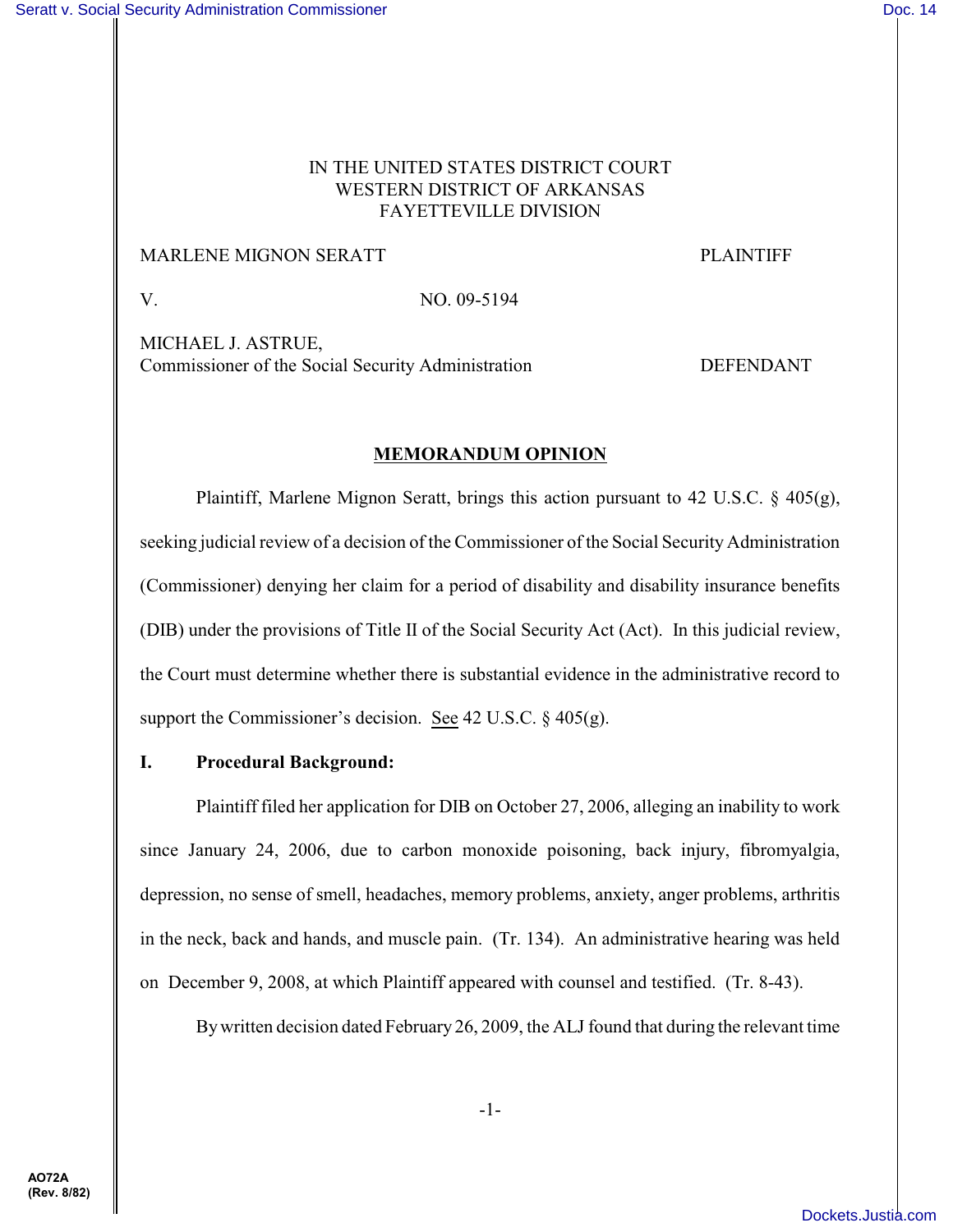IN THE UNITED STATES DISTRICT COURT
WESTERN DISTRICT OF ARKANSAS
FAYETTEVILLE DIVISION

MARLENE MIGNON SERATT PLAINTIFF

V. NO. 09-5194

MICHAEL J. ASTRUE,
Commissioner of the Social Security Administration DEFENDANT

## MEMORANDUM OPINION

Plaintiff, Marlene Mignon Seratt, brings this action pursuant to 42 U.S.C. § 405(g), seeking judicial review of a decision of the Commissioner of the Social Security Administration (Commissioner) denying her claim for a period of disability and disability insurance benefits (DIB) under the provisions of Title II of the Social Security Act (Act). In this judicial review, the Court must determine whether there is substantial evidence in the administrative record to support the Commissioner's decision. See 42 U.S.C. § 405(g).

### I. Procedural Background:

Plaintiff filed her application for DIB on October 27, 2006, alleging an inability to work since January 24, 2006, due to carbon monoxide poisoning, back injury, fibromyalgia, depression, no sense of smell, headaches, memory problems, anxiety, anger problems, arthritis in the neck, back and hands, and muscle pain. (Tr. 134). An administrative hearing was held on December 9, 2008, at which Plaintiff appeared with counsel and testified. (Tr. 8-43).

By written decision dated February 26, 2009, the ALJ found that during the relevant time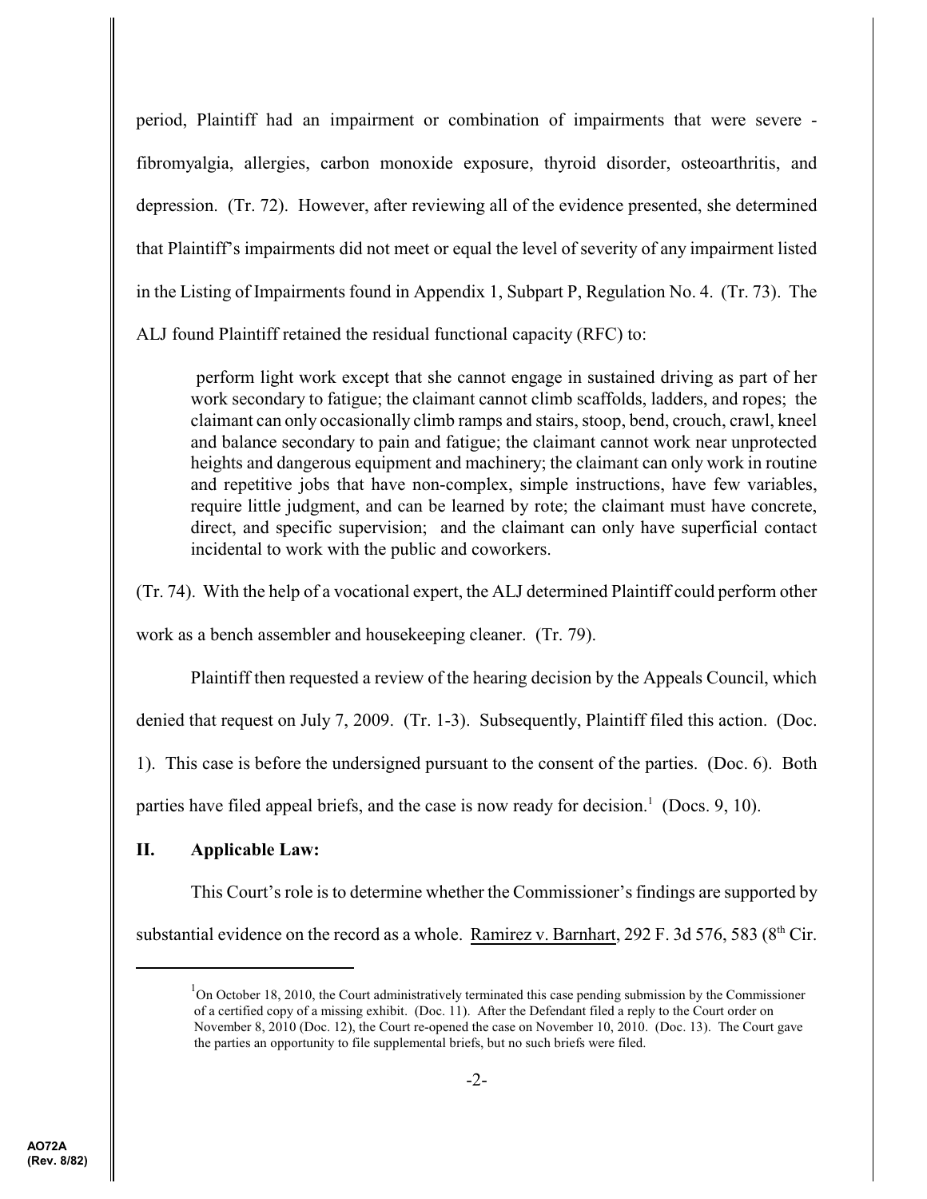period, Plaintiff had an impairment or combination of impairments that were severe - fibromyalgia, allergies, carbon monoxide exposure, thyroid disorder, osteoarthritis, and depression. (Tr. 72). However, after reviewing all of the evidence presented, she determined that Plaintiff's impairments did not meet or equal the level of severity of any impairment listed in the Listing of Impairments found in Appendix 1, Subpart P, Regulation No. 4. (Tr. 73). The ALJ found Plaintiff retained the residual functional capacity (RFC) to:

> perform light work except that she cannot engage in sustained driving as part of her work secondary to fatigue; the claimant cannot climb scaffolds, ladders, and ropes; the claimant can only occasionally climb ramps and stairs, stoop, bend, crouch, crawl, kneel and balance secondary to pain and fatigue; the claimant cannot work near unprotected heights and dangerous equipment and machinery; the claimant can only work in routine and repetitive jobs that have non-complex, simple instructions, have few variables, require little judgment, and can be learned by rote; the claimant must have concrete, direct, and specific supervision; and the claimant can only have superficial contact incidental to work with the public and coworkers.

(Tr. 74). With the help of a vocational expert, the ALJ determined Plaintiff could perform other work as a bench assembler and housekeeping cleaner. (Tr. 79).

Plaintiff then requested a review of the hearing decision by the Appeals Council, which denied that request on July 7, 2009. (Tr. 1-3). Subsequently, Plaintiff filed this action. (Doc. 1). This case is before the undersigned pursuant to the consent of the parties. (Doc. 6). Both parties have filed appeal briefs, and the case is now ready for decision.[1] (Docs. 9, 10).

## II. Applicable Law:

This Court's role is to determine whether the Commissioner's findings are supported by substantial evidence on the record as a whole. Ramirez v. Barnhart, 292 F. 3d 576, 583 (8th Cir.

[1] On October 18, 2010, the Court administratively terminated this case pending submission by the Commissioner of a certified copy of a missing exhibit. (Doc. 11). After the Defendant filed a reply to the Court order on November 8, 2010 (Doc. 12), the Court re-opened the case on November 10, 2010. (Doc. 13). The Court gave the parties an opportunity to file supplemental briefs, but no such briefs were filed.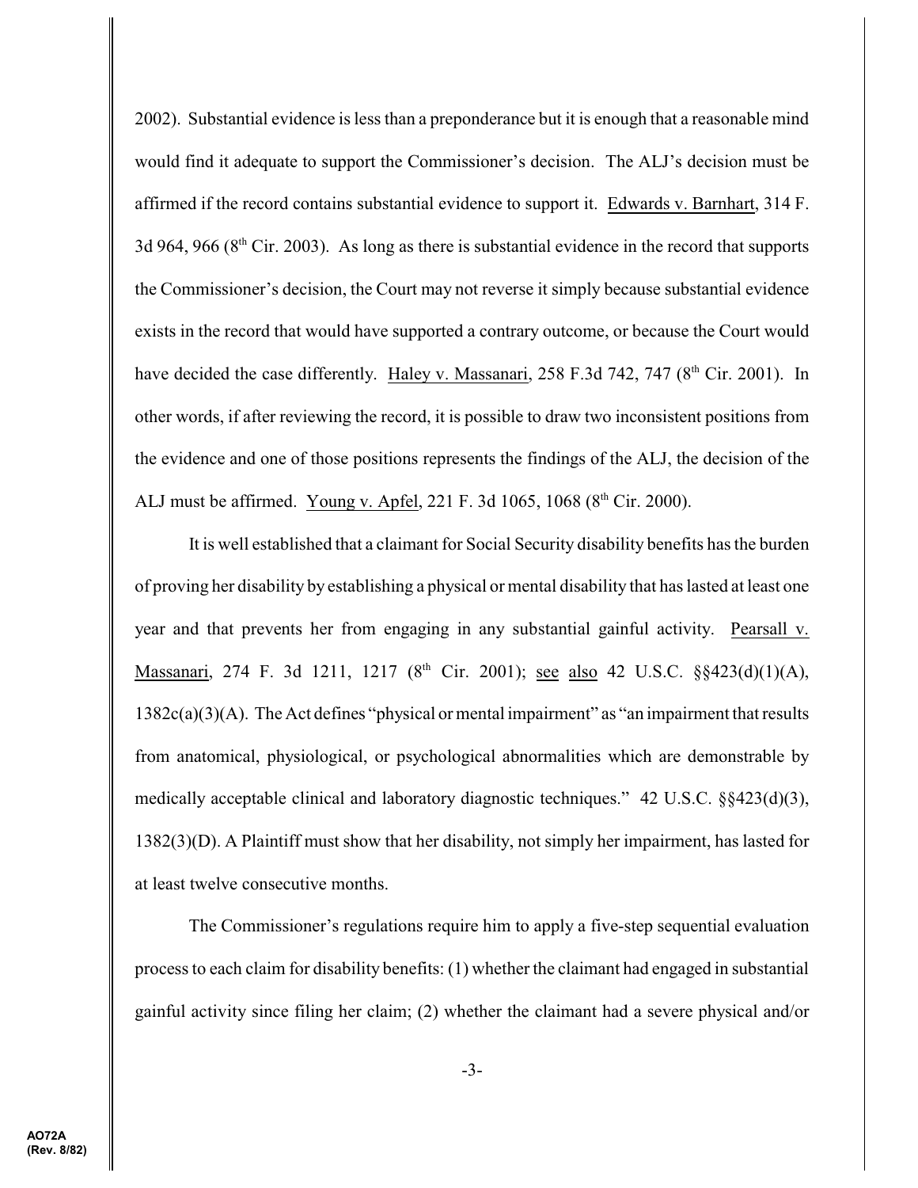2002). Substantial evidence is less than a preponderance but it is enough that a reasonable mind would find it adequate to support the Commissioner's decision. The ALJ's decision must be affirmed if the record contains substantial evidence to support it. Edwards v. Barnhart, 314 F. 3d 964, 966 (8th Cir. 2003). As long as there is substantial evidence in the record that supports the Commissioner's decision, the Court may not reverse it simply because substantial evidence exists in the record that would have supported a contrary outcome, or because the Court would have decided the case differently. Haley v. Massanari, 258 F.3d 742, 747 (8th Cir. 2001). In other words, if after reviewing the record, it is possible to draw two inconsistent positions from the evidence and one of those positions represents the findings of the ALJ, the decision of the ALJ must be affirmed. Young v. Apfel, 221 F. 3d 1065, 1068 (8th Cir. 2000).

It is well established that a claimant for Social Security disability benefits has the burden of proving her disability by establishing a physical or mental disability that has lasted at least one year and that prevents her from engaging in any substantial gainful activity. Pearsall v. Massanari, 274 F. 3d 1211, 1217 (8th Cir. 2001); see also 42 U.S.C. §§423(d)(1)(A), 1382c(a)(3)(A). The Act defines "physical or mental impairment" as "an impairment that results from anatomical, physiological, or psychological abnormalities which are demonstrable by medically acceptable clinical and laboratory diagnostic techniques." 42 U.S.C. §§423(d)(3), 1382(3)(D). A Plaintiff must show that her disability, not simply her impairment, has lasted for at least twelve consecutive months.

The Commissioner's regulations require him to apply a five-step sequential evaluation process to each claim for disability benefits: (1) whether the claimant had engaged in substantial gainful activity since filing her claim; (2) whether the claimant had a severe physical and/or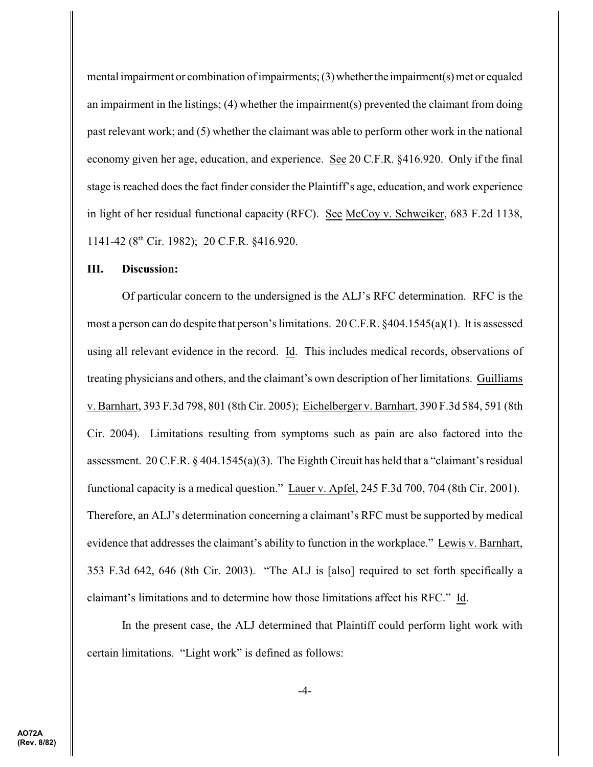mental impairment or combination of impairments; (3) whether the impairment(s) met or equaled an impairment in the listings; (4) whether the impairment(s) prevented the claimant from doing past relevant work; and (5) whether the claimant was able to perform other work in the national economy given her age, education, and experience. See 20 C.F.R. §416.920. Only if the final stage is reached does the fact finder consider the Plaintiff's age, education, and work experience in light of her residual functional capacity (RFC). See McCoy v. Schweiker, 683 F.2d 1138, 1141-42 (8th Cir. 1982); 20 C.F.R. §416.920.

### III. Discussion:

Of particular concern to the undersigned is the ALJ's RFC determination. RFC is the most a person can do despite that person's limitations. 20 C.F.R. §404.1545(a)(1). It is assessed using all relevant evidence in the record. Id. This includes medical records, observations of treating physicians and others, and the claimant's own description of her limitations. Guilliams v. Barnhart, 393 F.3d 798, 801 (8th Cir. 2005); Eichelberger v. Barnhart, 390 F.3d 584, 591 (8th Cir. 2004). Limitations resulting from symptoms such as pain are also factored into the assessment. 20 C.F.R. § 404.1545(a)(3). The Eighth Circuit has held that a "claimant's residual functional capacity is a medical question." Lauer v. Apfel, 245 F.3d 700, 704 (8th Cir. 2001). Therefore, an ALJ's determination concerning a claimant's RFC must be supported by medical evidence that addresses the claimant's ability to function in the workplace." Lewis v. Barnhart, 353 F.3d 642, 646 (8th Cir. 2003). "The ALJ is [also] required to set forth specifically a claimant's limitations and to determine how those limitations affect his RFC." Id.

In the present case, the ALJ determined that Plaintiff could perform light work with certain limitations. "Light work" is defined as follows: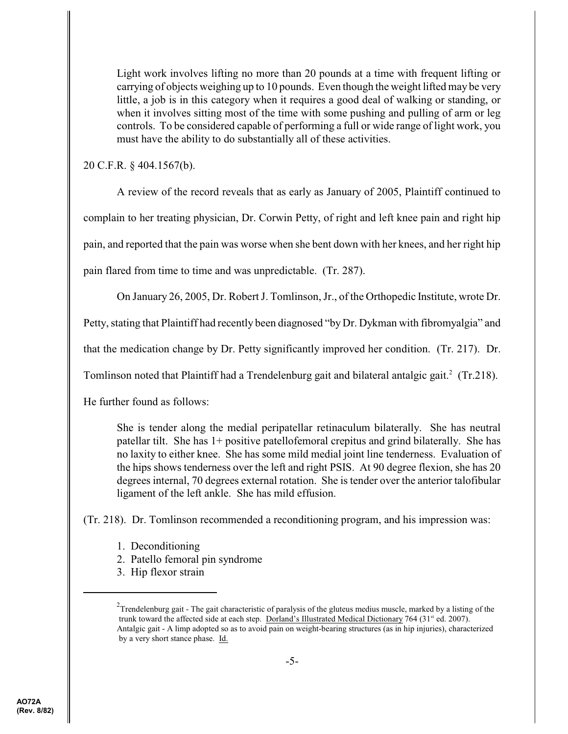> Light work involves lifting no more than 20 pounds at a time with frequent lifting or carrying of objects weighing up to 10 pounds. Even though the weight lifted may be very little, a job is in this category when it requires a good deal of walking or standing, or when it involves sitting most of the time with some pushing and pulling of arm or leg controls. To be considered capable of performing a full or wide range of light work, you must have the ability to do substantially all of these activities.

20 C.F.R. § 404.1567(b).

A review of the record reveals that as early as January of 2005, Plaintiff continued to complain to her treating physician, Dr. Corwin Petty, of right and left knee pain and right hip pain, and reported that the pain was worse when she bent down with her knees, and her right hip pain flared from time to time and was unpredictable. (Tr. 287).

On January 26, 2005, Dr. Robert J. Tomlinson, Jr., of the Orthopedic Institute, wrote Dr. Petty, stating that Plaintiff had recently been diagnosed "by Dr. Dykman with fibromyalgia" and that the medication change by Dr. Petty significantly improved her condition. (Tr. 217). Dr. Tomlinson noted that Plaintiff had a Trendelenburg gait and bilateral antalgic gait.[2] (Tr.218). He further found as follows:

> She is tender along the medial peripatellar retinaculum bilaterally. She has neutral patellar tilt. She has 1+ positive patellofemoral crepitus and grind bilaterally. She has no laxity to either knee. She has some mild medial joint line tenderness. Evaluation of the hips shows tenderness over the left and right PSIS. At 90 degree flexion, she has 20 degrees internal, 70 degrees external rotation. She is tender over the anterior talofibular ligament of the left ankle. She has mild effusion.

(Tr. 218). Dr. Tomlinson recommended a reconditioning program, and his impression was:

> 1. Deconditioning
> 2. Patello femoral pin syndrome
> 3. Hip flexor strain

---

[2] Trendelenburg gait - The gait characteristic of paralysis of the gluteus medius muscle, marked by a listing of the trunk toward the affected side at each step. Dorland's Illustrated Medical Dictionary 764 (31st ed. 2007).
Antalgic gait - A limp adopted so as to avoid pain on weight-bearing structures (as in hip injuries), characterized by a very short stance phase. Id.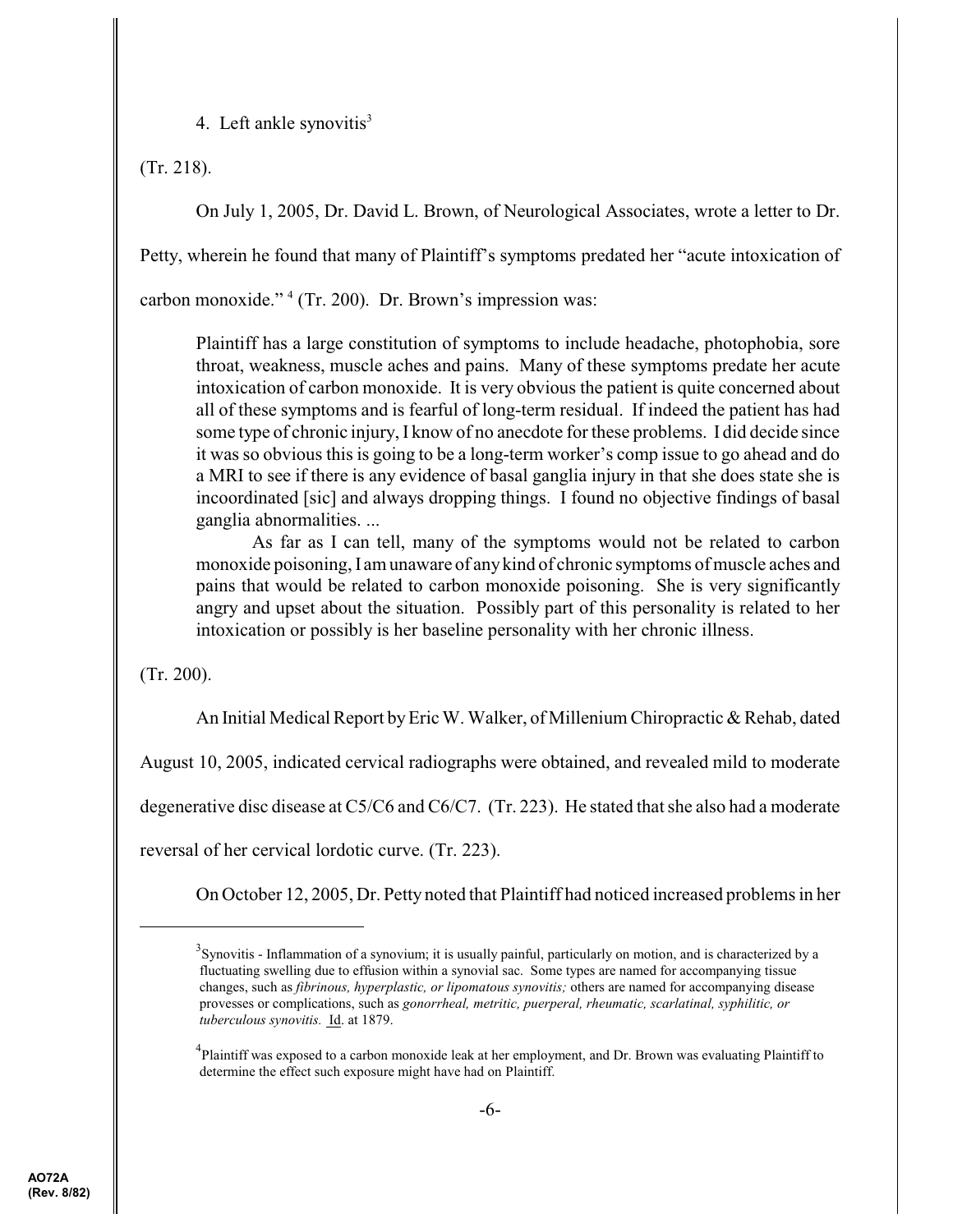4. Left ankle synovitis[3]

(Tr. 218).

On July 1, 2005, Dr. David L. Brown, of Neurological Associates, wrote a letter to Dr. Petty, wherein he found that many of Plaintiff's symptoms predated her "acute intoxication of carbon monoxide." [4] (Tr. 200). Dr. Brown's impression was:

> Plaintiff has a large constitution of symptoms to include headache, photophobia, sore throat, weakness, muscle aches and pains. Many of these symptoms predate her acute intoxication of carbon monoxide. It is very obvious the patient is quite concerned about all of these symptoms and is fearful of long-term residual. If indeed the patient has had some type of chronic injury, I know of no anecdote for these problems. I did decide since it was so obvious this is going to be a long-term worker's comp issue to go ahead and do a MRI to see if there is any evidence of basal ganglia injury in that she does state she is incoordinated [sic] and always dropping things. I found no objective findings of basal ganglia abnormalities. ...
>
> As far as I can tell, many of the symptoms would not be related to carbon monoxide poisoning, I am unaware of any kind of chronic symptoms of muscle aches and pains that would be related to carbon monoxide poisoning. She is very significantly angry and upset about the situation. Possibly part of this personality is related to her intoxication or possibly is her baseline personality with her chronic illness.

(Tr. 200).

An Initial Medical Report by Eric W. Walker, of Millenium Chiropractic & Rehab, dated August 10, 2005, indicated cervical radiographs were obtained, and revealed mild to moderate degenerative disc disease at C5/C6 and C6/C7. (Tr. 223). He stated that she also had a moderate reversal of her cervical lordotic curve. (Tr. 223).

On October 12, 2005, Dr. Petty noted that Plaintiff had noticed increased problems in her

---

[3] Synovitis - Inflammation of a synovium; it is usually painful, particularly on motion, and is characterized by a fluctuating swelling due to effusion within a synovial sac. Some types are named for accompanying tissue changes, such as *fibrinous, hyperplastic, or lipomatous synovitis;* others are named for accompanying disease provesses or complications, such as *gonorrheal, metritic, puerperal, rheumatic, scarlatinal, syphilitic, or tuberculous synovitis.* Id. at 1879.

[4] Plaintiff was exposed to a carbon monoxide leak at her employment, and Dr. Brown was evaluating Plaintiff to determine the effect such exposure might have had on Plaintiff.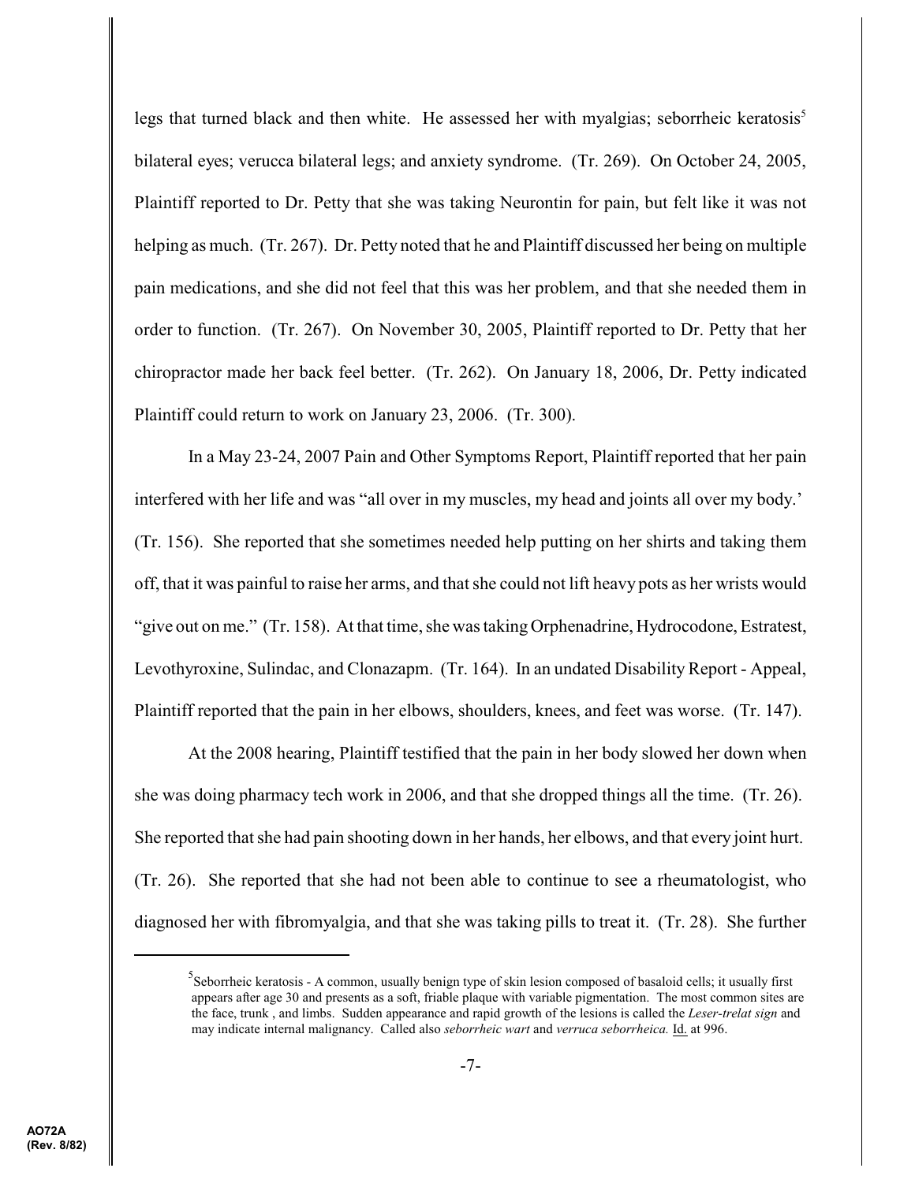legs that turned black and then white. He assessed her with myalgias; seborrheic keratosis[5] bilateral eyes; verucca bilateral legs; and anxiety syndrome. (Tr. 269). On October 24, 2005, Plaintiff reported to Dr. Petty that she was taking Neurontin for pain, but felt like it was not helping as much. (Tr. 267). Dr. Petty noted that he and Plaintiff discussed her being on multiple pain medications, and she did not feel that this was her problem, and that she needed them in order to function. (Tr. 267). On November 30, 2005, Plaintiff reported to Dr. Petty that her chiropractor made her back feel better. (Tr. 262). On January 18, 2006, Dr. Petty indicated Plaintiff could return to work on January 23, 2006. (Tr. 300).

In a May 23-24, 2007 Pain and Other Symptoms Report, Plaintiff reported that her pain interfered with her life and was "all over in my muscles, my head and joints all over my body.' (Tr. 156). She reported that she sometimes needed help putting on her shirts and taking them off, that it was painful to raise her arms, and that she could not lift heavy pots as her wrists would "give out on me." (Tr. 158). At that time, she was taking Orphenadrine, Hydrocodone, Estratest, Levothyroxine, Sulindac, and Clonazapm. (Tr. 164). In an undated Disability Report - Appeal, Plaintiff reported that the pain in her elbows, shoulders, knees, and feet was worse. (Tr. 147).

At the 2008 hearing, Plaintiff testified that the pain in her body slowed her down when she was doing pharmacy tech work in 2006, and that she dropped things all the time. (Tr. 26). She reported that she had pain shooting down in her hands, her elbows, and that every joint hurt. (Tr. 26). She reported that she had not been able to continue to see a rheumatologist, who diagnosed her with fibromyalgia, and that she was taking pills to treat it. (Tr. 28). She further

---

[5] Seborrheic keratosis - A common, usually benign type of skin lesion composed of basaloid cells; it usually first appears after age 30 and presents as a soft, friable plaque with variable pigmentation. The most common sites are the face, trunk , and limbs. Sudden appearance and rapid growth of the lesions is called the *Leser-trelat sign* and may indicate internal malignancy. Called also *seborrheic wart* and *verruca seborrheica.* Id. at 996.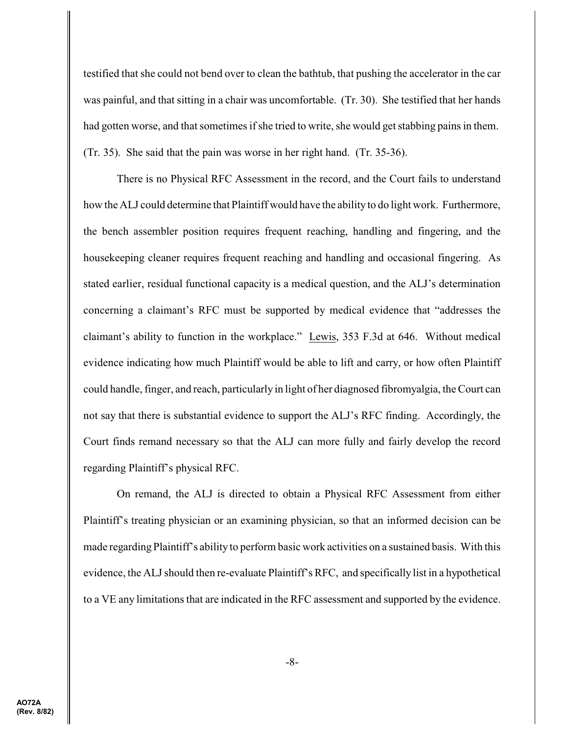testified that she could not bend over to clean the bathtub, that pushing the accelerator in the car was painful, and that sitting in a chair was uncomfortable. (Tr. 30). She testified that her hands had gotten worse, and that sometimes if she tried to write, she would get stabbing pains in them. (Tr. 35). She said that the pain was worse in her right hand. (Tr. 35-36).

There is no Physical RFC Assessment in the record, and the Court fails to understand how the ALJ could determine that Plaintiff would have the ability to do light work. Furthermore, the bench assembler position requires frequent reaching, handling and fingering, and the housekeeping cleaner requires frequent reaching and handling and occasional fingering. As stated earlier, residual functional capacity is a medical question, and the ALJ's determination concerning a claimant's RFC must be supported by medical evidence that "addresses the claimant's ability to function in the workplace." Lewis, 353 F.3d at 646. Without medical evidence indicating how much Plaintiff would be able to lift and carry, or how often Plaintiff could handle, finger, and reach, particularly in light of her diagnosed fibromyalgia, the Court can not say that there is substantial evidence to support the ALJ's RFC finding. Accordingly, the Court finds remand necessary so that the ALJ can more fully and fairly develop the record regarding Plaintiff's physical RFC.

On remand, the ALJ is directed to obtain a Physical RFC Assessment from either Plaintiff's treating physician or an examining physician, so that an informed decision can be made regarding Plaintiff's ability to perform basic work activities on a sustained basis. With this evidence, the ALJ should then re-evaluate Plaintiff's RFC, and specifically list in a hypothetical to a VE any limitations that are indicated in the RFC assessment and supported by the evidence.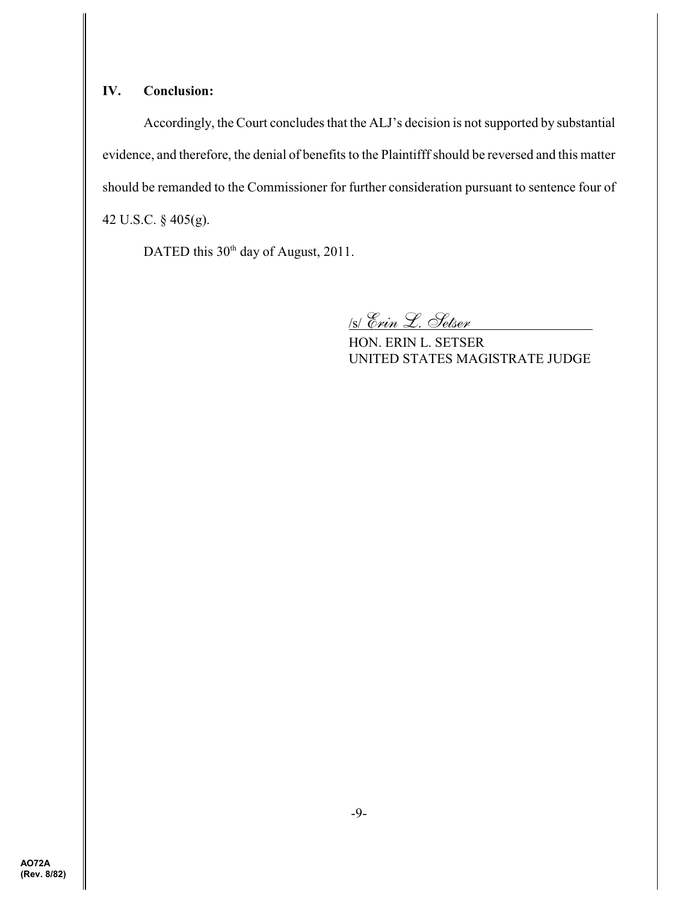## IV. Conclusion:

Accordingly, the Court concludes that the ALJ's decision is not supported by substantial evidence, and therefore, the denial of benefits to the Plaintifff should be reversed and this matter should be remanded to the Commissioner for further consideration pursuant to sentence four of 42 U.S.C. § 405(g).

DATED this 30th day of August, 2011.

/s/ *Erin L. Setser*

HON. ERIN L. SETSER
UNITED STATES MAGISTRATE JUDGE